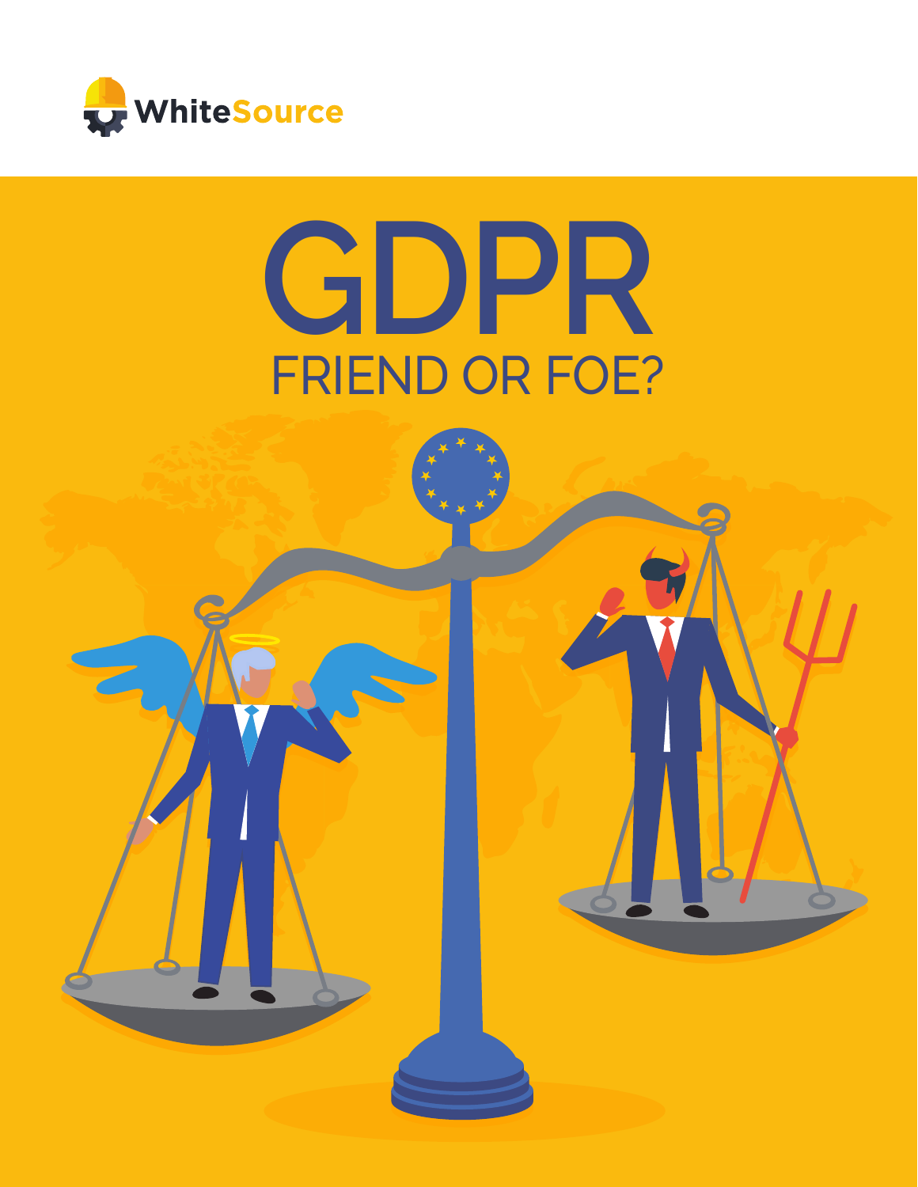WhiteSource

# GDPR

## FRIEND OR FOE?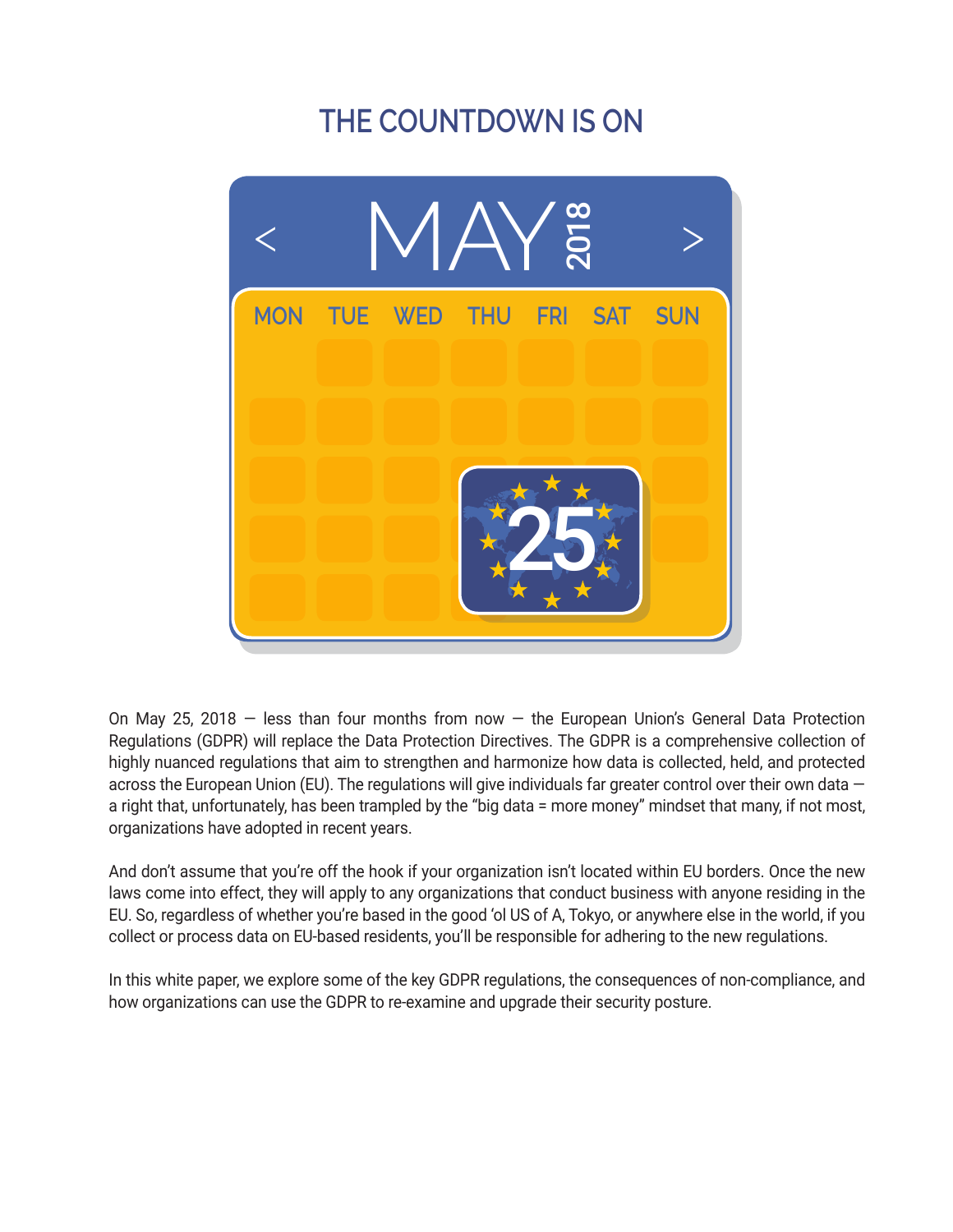# THE COUNTDOWN IS ON

On May 25, 2018 — less than four months from now — the European Union's General Data Protection Regulations (GDPR) will replace the Data Protection Directives. The GDPR is a comprehensive collection of highly nuanced regulations that aim to strengthen and harmonize how data is collected, held, and protected across the European Union (EU). The regulations will give individuals far greater control over their own data — a right that, unfortunately, has been trampled by the "big data = more money" mindset that many, if not most, organizations have adopted in recent years.

And don't assume that you're off the hook if your organization isn't located within EU borders. Once the new laws come into effect, they will apply to any organizations that conduct business with anyone residing in the EU. So, regardless of whether you're based in the good 'ol US of A, Tokyo, or anywhere else in the world, if you collect or process data on EU-based residents, you'll be responsible for adhering to the new regulations.

In this white paper, we explore some of the key GDPR regulations, the consequences of non-compliance, and how organizations can use the GDPR to re-examine and upgrade their security posture.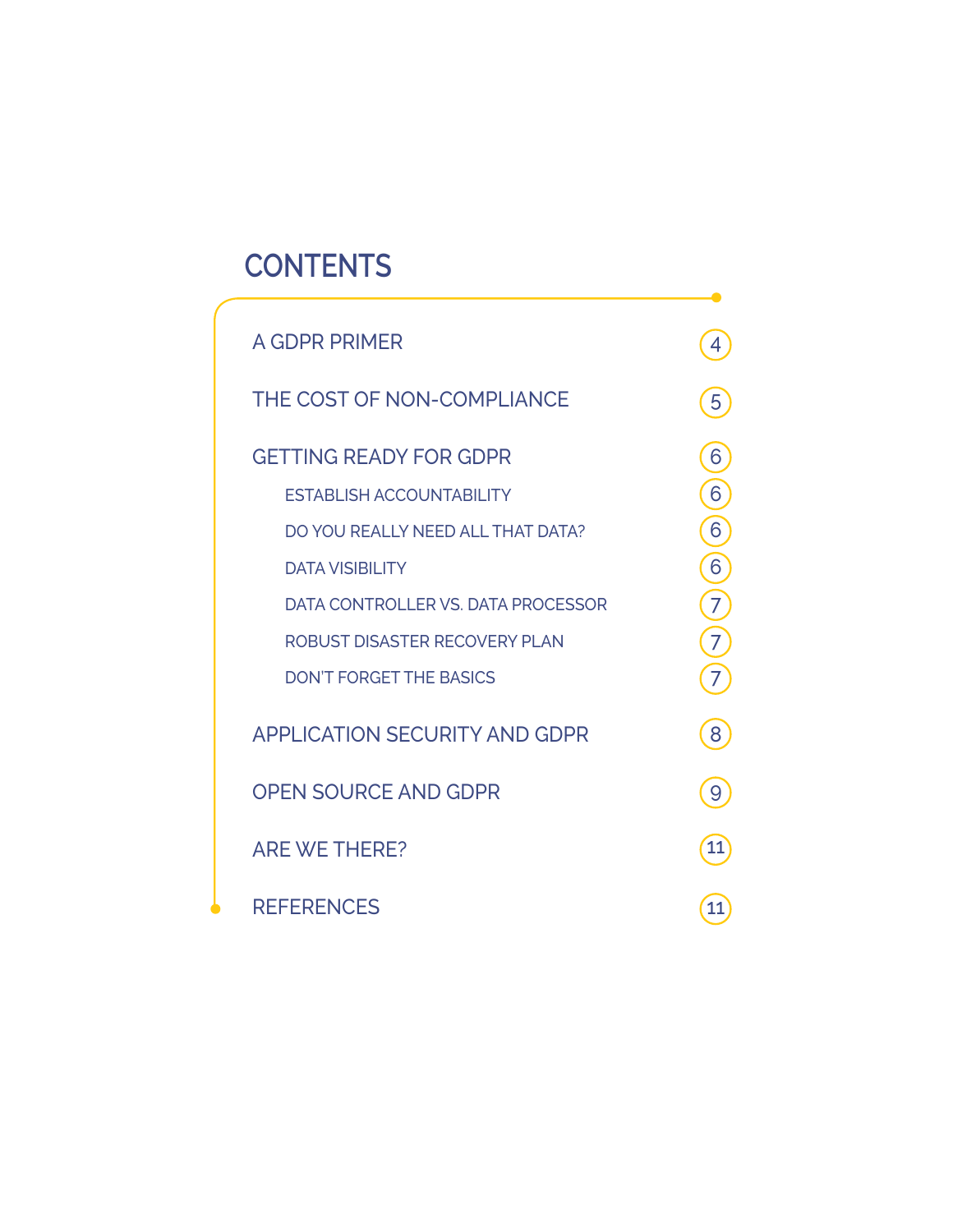## CONTENTS

| | |
|---|---|
| A GDPR PRIMER | 4 |
| THE COST OF NON-COMPLIANCE | 5 |
| GETTING READY FOR GDPR | 6 |
| ESTABLISH ACCOUNTABILITY | 6 |
| DO YOU REALLY NEED ALL THAT DATA? | 6 |
| DATA VISIBILITY | 6 |
| DATA CONTROLLER VS. DATA PROCESSOR | 7 |
| ROBUST DISASTER RECOVERY PLAN | 7 |
| DON'T FORGET THE BASICS | 7 |
| APPLICATION SECURITY AND GDPR | 8 |
| OPEN SOURCE AND GDPR | 9 |
| ARE WE THERE? | 11 |
| REFERENCES | 11 |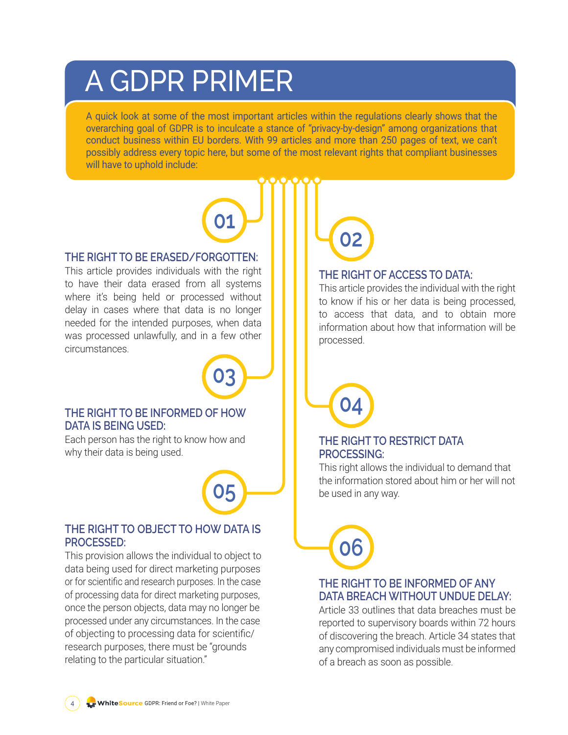# A GDPR PRIMER

A quick look at some of the most important articles within the regulations clearly shows that the overarching goal of GDPR is to inculcate a stance of "privacy-by-design" among organizations that conduct business within EU borders. With 99 articles and more than 250 pages of text, we can't possibly address every topic here, but some of the most relevant rights that compliant businesses will have to uphold include:

## 01

### THE RIGHT TO BE ERASED/FORGOTTEN:

This article provides individuals with the right to have their data erased from all systems where it's being held or processed without delay in cases where that data is no longer needed for the intended purposes, when data was processed unlawfully, and in a few other circumstances.

## 02

### THE RIGHT OF ACCESS TO DATA:

This article provides the individual with the right to know if his or her data is being processed, to access that data, and to obtain more information about how that information will be processed.

## 03

### THE RIGHT TO BE INFORMED OF HOW DATA IS BEING USED:

Each person has the right to know how and why their data is being used.

## 04

### THE RIGHT TO RESTRICT DATA PROCESSING:

This right allows the individual to demand that the information stored about him or her will not be used in any way.

## 05

### THE RIGHT TO OBJECT TO HOW DATA IS PROCESSED:

This provision allows the individual to object to data being used for direct marketing purposes or for scientific and research purposes. In the case of processing data for direct marketing purposes, once the person objects, data may no longer be processed under any circumstances. In the case of objecting to processing data for scientific/ research purposes, there must be "grounds relating to the particular situation."

## 06

### THE RIGHT TO BE INFORMED OF ANY DATA BREACH WITHOUT UNDUE DELAY:

Article 33 outlines that data breaches must be reported to supervisory boards within 72 hours of discovering the breach. Article 34 states that any compromised individuals must be informed of a breach as soon as possible.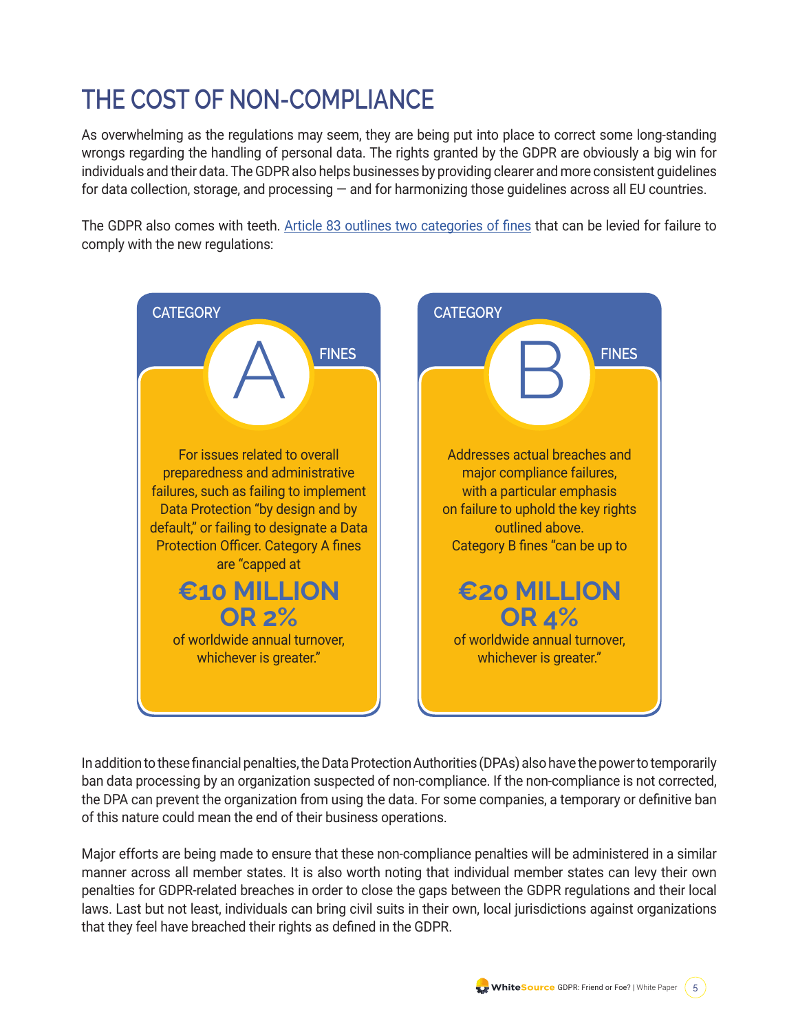# THE COST OF NON-COMPLIANCE

As overwhelming as the regulations may seem, they are being put into place to correct some long-standing wrongs regarding the handling of personal data. The rights granted by the GDPR are obviously a big win for individuals and their data. The GDPR also helps businesses by providing clearer and more consistent guidelines for data collection, storage, and processing — and for harmonizing those guidelines across all EU countries.

The GDPR also comes with teeth. [Article 83 outlines two categories of fines] that can be levied for failure to comply with the new regulations:

### CATEGORY A FINES

For issues related to overall preparedness and administrative failures, such as failing to implement Data Protection "by design and by default," or failing to designate a Data Protection Officer. Category A fines are "capped at

**€10 MILLION OR 2%**

of worldwide annual turnover, whichever is greater."

### CATEGORY B FINES

Addresses actual breaches and major compliance failures, with a particular emphasis on failure to uphold the key rights outlined above. Category B fines "can be up to

**€20 MILLION OR 4%**

of worldwide annual turnover, whichever is greater."

In addition to these financial penalties, the Data Protection Authorities (DPAs) also have the power to temporarily ban data processing by an organization suspected of non-compliance. If the non-compliance is not corrected, the DPA can prevent the organization from using the data. For some companies, a temporary or definitive ban of this nature could mean the end of their business operations.

Major efforts are being made to ensure that these non-compliance penalties will be administered in a similar manner across all member states. It is also worth noting that individual member states can levy their own penalties for GDPR-related breaches in order to close the gaps between the GDPR regulations and their local laws. Last but not least, individuals can bring civil suits in their own, local jurisdictions against organizations that they feel have breached their rights as defined in the GDPR.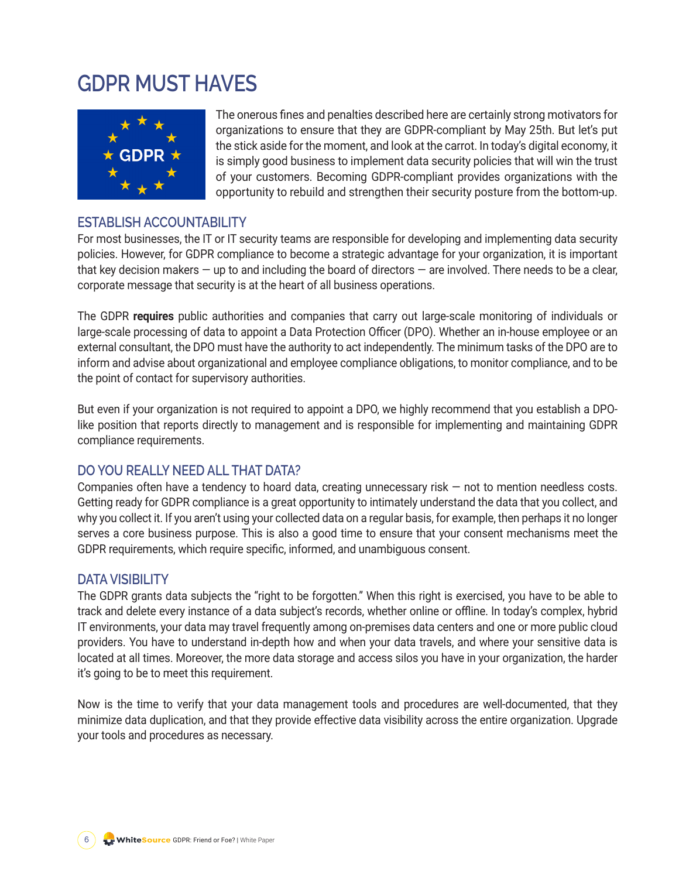# GDPR MUST HAVES

The onerous fines and penalties described here are certainly strong motivators for organizations to ensure that they are GDPR-compliant by May 25th. But let's put the stick aside for the moment, and look at the carrot. In today's digital economy, it is simply good business to implement data security policies that will win the trust of your customers. Becoming GDPR-compliant provides organizations with the opportunity to rebuild and strengthen their security posture from the bottom-up.

## ESTABLISH ACCOUNTABILITY

For most businesses, the IT or IT security teams are responsible for developing and implementing data security policies. However, for GDPR compliance to become a strategic advantage for your organization, it is important that key decision makers — up to and including the board of directors — are involved. There needs to be a clear, corporate message that security is at the heart of all business operations.

The GDPR **requires** public authorities and companies that carry out large-scale monitoring of individuals or large-scale processing of data to appoint a Data Protection Officer (DPO). Whether an in-house employee or an external consultant, the DPO must have the authority to act independently. The minimum tasks of the DPO are to inform and advise about organizational and employee compliance obligations, to monitor compliance, and to be the point of contact for supervisory authorities.

But even if your organization is not required to appoint a DPO, we highly recommend that you establish a DPO-like position that reports directly to management and is responsible for implementing and maintaining GDPR compliance requirements.

## DO YOU REALLY NEED ALL THAT DATA?

Companies often have a tendency to hoard data, creating unnecessary risk — not to mention needless costs. Getting ready for GDPR compliance is a great opportunity to intimately understand the data that you collect, and why you collect it. If you aren't using your collected data on a regular basis, for example, then perhaps it no longer serves a core business purpose. This is also a good time to ensure that your consent mechanisms meet the GDPR requirements, which require specific, informed, and unambiguous consent.

## DATA VISIBILITY

The GDPR grants data subjects the "right to be forgotten." When this right is exercised, you have to be able to track and delete every instance of a data subject's records, whether online or offline. In today's complex, hybrid IT environments, your data may travel frequently among on-premises data centers and one or more public cloud providers. You have to understand in-depth how and when your data travels, and where your sensitive data is located at all times. Moreover, the more data storage and access silos you have in your organization, the harder it's going to be to meet this requirement.

Now is the time to verify that your data management tools and procedures are well-documented, that they minimize data duplication, and that they provide effective data visibility across the entire organization. Upgrade your tools and procedures as necessary.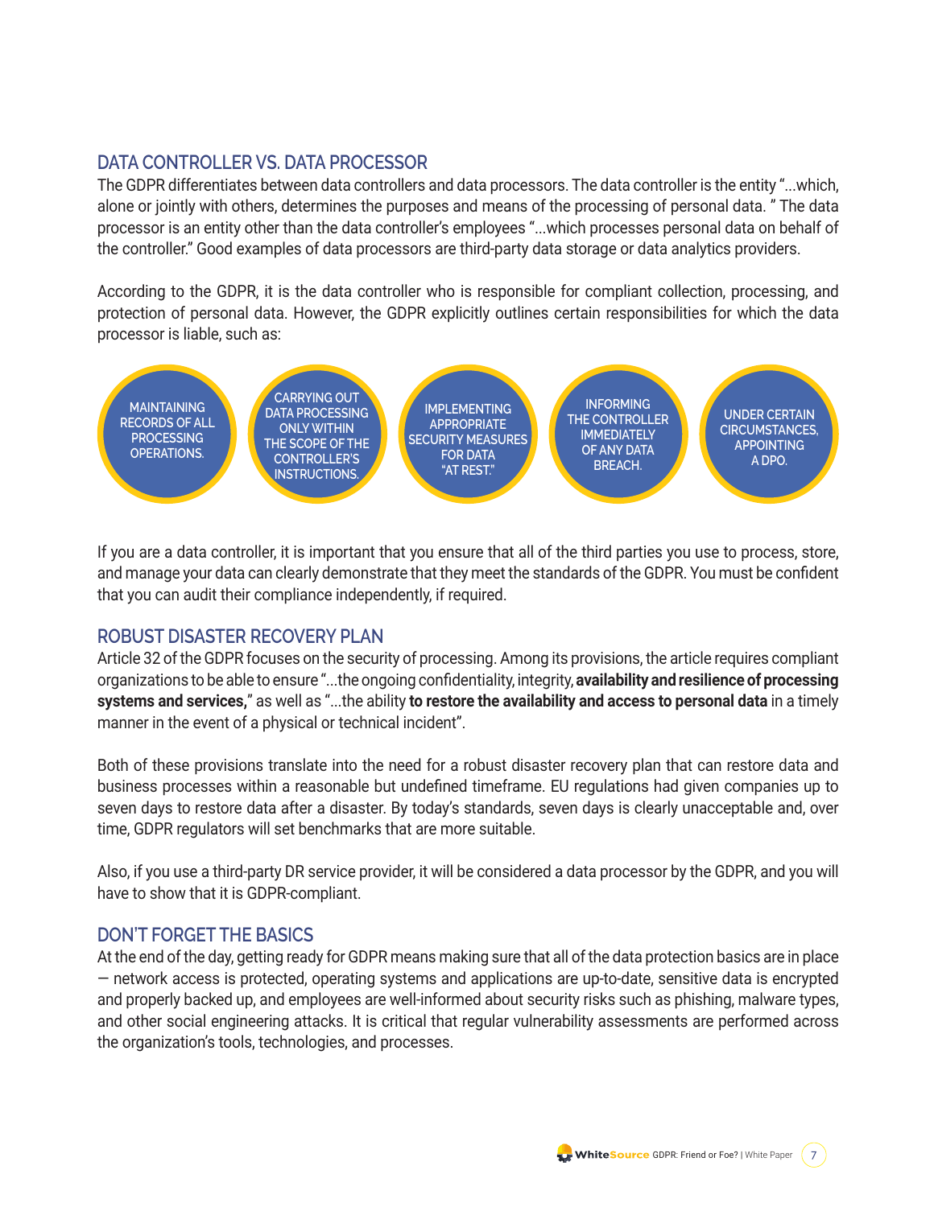## DATA CONTROLLER VS. DATA PROCESSOR

The GDPR differentiates between data controllers and data processors. The data controller is the entity "...which, alone or jointly with others, determines the purposes and means of the processing of personal data. " The data processor is an entity other than the data controller's employees "...which processes personal data on behalf of the controller." Good examples of data processors are third-party data storage or data analytics providers.

According to the GDPR, it is the data controller who is responsible for compliant collection, processing, and protection of personal data. However, the GDPR explicitly outlines certain responsibilities for which the data processor is liable, such as:

- MAINTAINING RECORDS OF ALL PROCESSING OPERATIONS.
- CARRYING OUT DATA PROCESSING ONLY WITHIN THE SCOPE OF THE CONTROLLER'S INSTRUCTIONS.
- IMPLEMENTING APPROPRIATE SECURITY MEASURES FOR DATA "AT REST."
- INFORMING THE CONTROLLER IMMEDIATELY OF ANY DATA BREACH.
- UNDER CERTAIN CIRCUMSTANCES, APPOINTING A DPO.

If you are a data controller, it is important that you ensure that all of the third parties you use to process, store, and manage your data can clearly demonstrate that they meet the standards of the GDPR. You must be confident that you can audit their compliance independently, if required.

## ROBUST DISASTER RECOVERY PLAN

Article 32 of the GDPR focuses on the security of processing. Among its provisions, the article requires compliant organizations to be able to ensure "...the ongoing confidentiality, integrity, **availability and resilience of processing systems and services,**" as well as "...the ability **to restore the availability and access to personal data** in a timely manner in the event of a physical or technical incident".

Both of these provisions translate into the need for a robust disaster recovery plan that can restore data and business processes within a reasonable but undefined timeframe. EU regulations had given companies up to seven days to restore data after a disaster. By today's standards, seven days is clearly unacceptable and, over time, GDPR regulators will set benchmarks that are more suitable.

Also, if you use a third-party DR service provider, it will be considered a data processor by the GDPR, and you will have to show that it is GDPR-compliant.

## DON'T FORGET THE BASICS

At the end of the day, getting ready for GDPR means making sure that all of the data protection basics are in place — network access is protected, operating systems and applications are up-to-date, sensitive data is encrypted and properly backed up, and employees are well-informed about security risks such as phishing, malware types, and other social engineering attacks. It is critical that regular vulnerability assessments are performed across the organization's tools, technologies, and processes.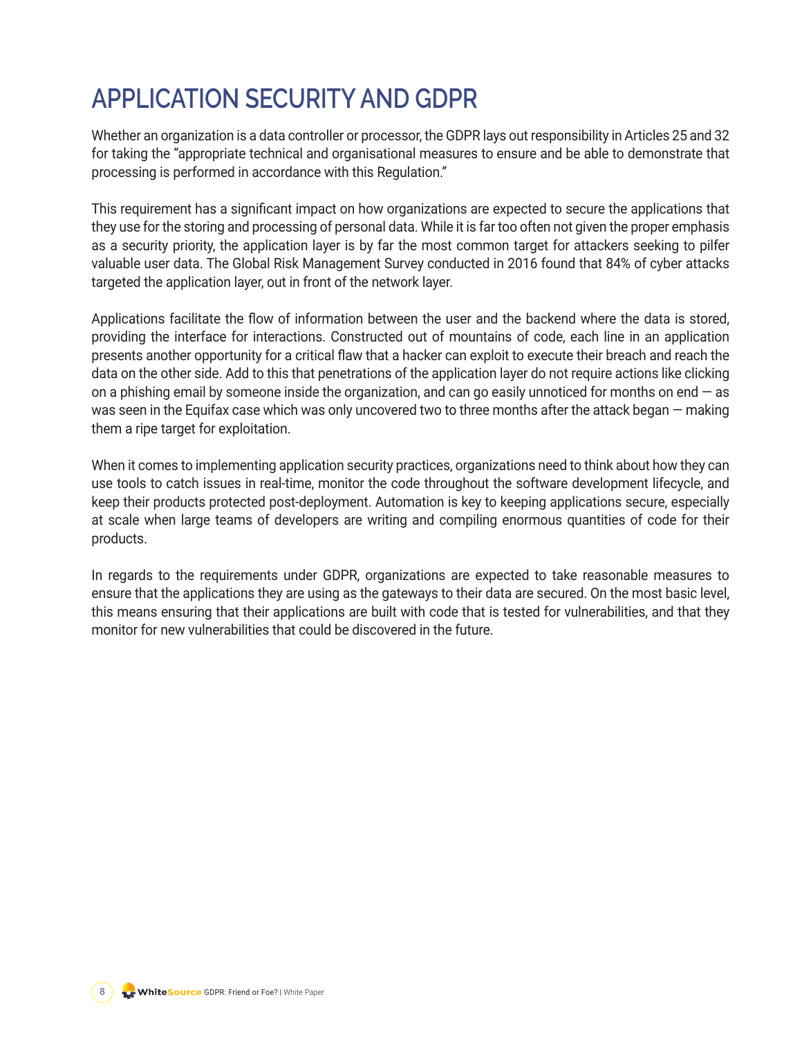# APPLICATION SECURITY AND GDPR

Whether an organization is a data controller or processor, the GDPR lays out responsibility in Articles 25 and 32 for taking the "appropriate technical and organisational measures to ensure and be able to demonstrate that processing is performed in accordance with this Regulation."

This requirement has a significant impact on how organizations are expected to secure the applications that they use for the storing and processing of personal data. While it is far too often not given the proper emphasis as a security priority, the application layer is by far the most common target for attackers seeking to pilfer valuable user data. The Global Risk Management Survey conducted in 2016 found that 84% of cyber attacks targeted the application layer, out in front of the network layer.

Applications facilitate the flow of information between the user and the backend where the data is stored, providing the interface for interactions. Constructed out of mountains of code, each line in an application presents another opportunity for a critical flaw that a hacker can exploit to execute their breach and reach the data on the other side. Add to this that penetrations of the application layer do not require actions like clicking on a phishing email by someone inside the organization, and can go easily unnoticed for months on end — as was seen in the Equifax case which was only uncovered two to three months after the attack began — making them a ripe target for exploitation.

When it comes to implementing application security practices, organizations need to think about how they can use tools to catch issues in real-time, monitor the code throughout the software development lifecycle, and keep their products protected post-deployment. Automation is key to keeping applications secure, especially at scale when large teams of developers are writing and compiling enormous quantities of code for their products.

In regards to the requirements under GDPR, organizations are expected to take reasonable measures to ensure that the applications they are using as the gateways to their data are secured. On the most basic level, this means ensuring that their applications are built with code that is tested for vulnerabilities, and that they monitor for new vulnerabilities that could be discovered in the future.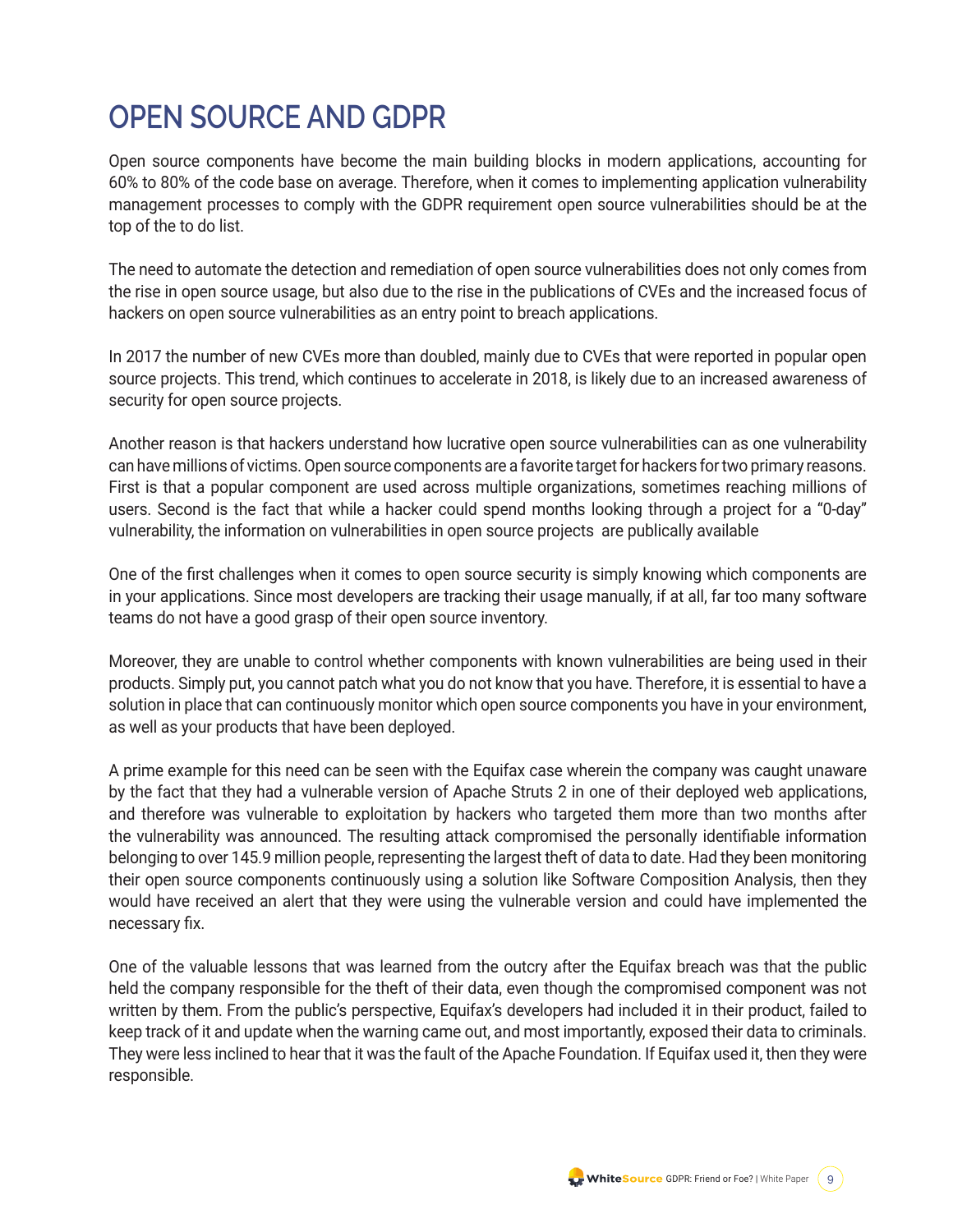# OPEN SOURCE AND GDPR

Open source components have become the main building blocks in modern applications, accounting for 60% to 80% of the code base on average. Therefore, when it comes to implementing application vulnerability management processes to comply with the GDPR requirement open source vulnerabilities should be at the top of the to do list.

The need to automate the detection and remediation of open source vulnerabilities does not only comes from the rise in open source usage, but also due to the rise in the publications of CVEs and the increased focus of hackers on open source vulnerabilities as an entry point to breach applications.

In 2017 the number of new CVEs more than doubled, mainly due to CVEs that were reported in popular open source projects. This trend, which continues to accelerate in 2018, is likely due to an increased awareness of security for open source projects.

Another reason is that hackers understand how lucrative open source vulnerabilities can as one vulnerability can have millions of victims. Open source components are a favorite target for hackers for two primary reasons. First is that a popular component are used across multiple organizations, sometimes reaching millions of users. Second is the fact that while a hacker could spend months looking through a project for a "0-day" vulnerability, the information on vulnerabilities in open source projects are publically available

One of the first challenges when it comes to open source security is simply knowing which components are in your applications. Since most developers are tracking their usage manually, if at all, far too many software teams do not have a good grasp of their open source inventory.

Moreover, they are unable to control whether components with known vulnerabilities are being used in their products. Simply put, you cannot patch what you do not know that you have. Therefore, it is essential to have a solution in place that can continuously monitor which open source components you have in your environment, as well as your products that have been deployed.

A prime example for this need can be seen with the Equifax case wherein the company was caught unaware by the fact that they had a vulnerable version of Apache Struts 2 in one of their deployed web applications, and therefore was vulnerable to exploitation by hackers who targeted them more than two months after the vulnerability was announced. The resulting attack compromised the personally identifiable information belonging to over 145.9 million people, representing the largest theft of data to date. Had they been monitoring their open source components continuously using a solution like Software Composition Analysis, then they would have received an alert that they were using the vulnerable version and could have implemented the necessary fix.

One of the valuable lessons that was learned from the outcry after the Equifax breach was that the public held the company responsible for the theft of their data, even though the compromised component was not written by them. From the public's perspective, Equifax's developers had included it in their product, failed to keep track of it and update when the warning came out, and most importantly, exposed their data to criminals. They were less inclined to hear that it was the fault of the Apache Foundation. If Equifax used it, then they were responsible.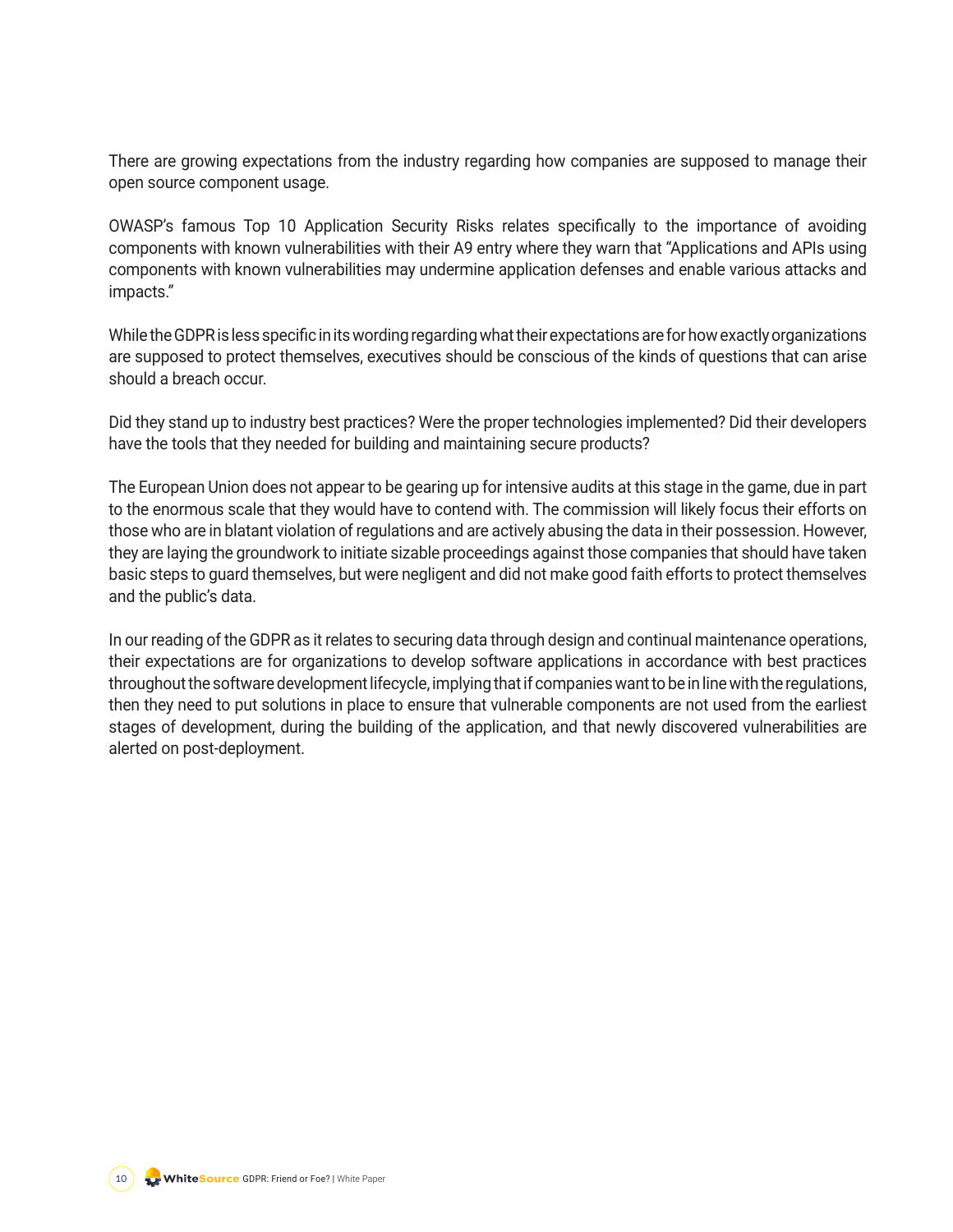There are growing expectations from the industry regarding how companies are supposed to manage their open source component usage.

OWASP's famous Top 10 Application Security Risks relates specifically to the importance of avoiding components with known vulnerabilities with their A9 entry where they warn that "Applications and APIs using components with known vulnerabilities may undermine application defenses and enable various attacks and impacts."

While the GDPR is less specific in its wording regarding what their expectations are for how exactly organizations are supposed to protect themselves, executives should be conscious of the kinds of questions that can arise should a breach occur.

Did they stand up to industry best practices? Were the proper technologies implemented? Did their developers have the tools that they needed for building and maintaining secure products?

The European Union does not appear to be gearing up for intensive audits at this stage in the game, due in part to the enormous scale that they would have to contend with. The commission will likely focus their efforts on those who are in blatant violation of regulations and are actively abusing the data in their possession. However, they are laying the groundwork to initiate sizable proceedings against those companies that should have taken basic steps to guard themselves, but were negligent and did not make good faith efforts to protect themselves and the public's data.

In our reading of the GDPR as it relates to securing data through design and continual maintenance operations, their expectations are for organizations to develop software applications in accordance with best practices throughout the software development lifecycle, implying that if companies want to be in line with the regulations, then they need to put solutions in place to ensure that vulnerable components are not used from the earliest stages of development, during the building of the application, and that newly discovered vulnerabilities are alerted on post-deployment.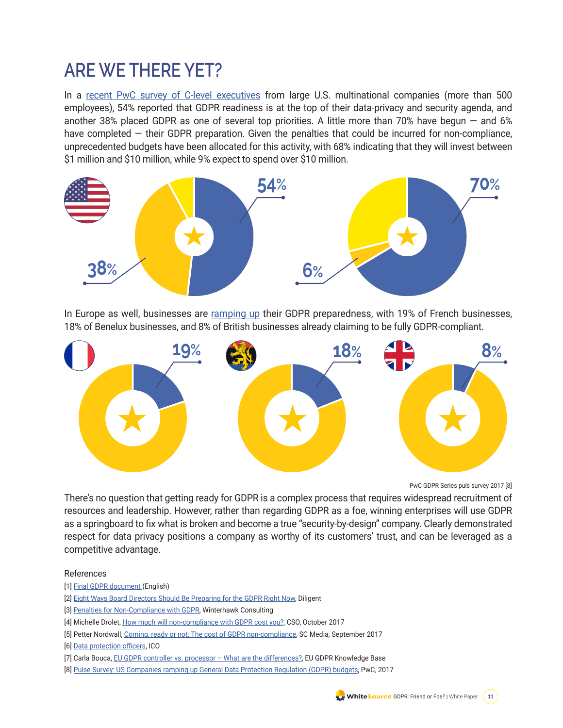# ARE WE THERE YET?

In a recent PwC survey of C-level executives from large U.S. multinational companies (more than 500 employees), 54% reported that GDPR readiness is at the top of their data-privacy and security agenda, and another 38% placed GDPR as one of several top priorities. A little more than 70% have begun — and 6% have completed — their GDPR preparation. Given the penalties that could be incurred for non-compliance, unprecedented budgets have been allocated for this activity, with 68% indicating that they will invest between $1 million and $10 million, while 9% expect to spend over $10 million.

54%

38%

70%

6%

In Europe as well, businesses are ramping up their GDPR preparedness, with 19% of French businesses, 18% of Benelux businesses, and 8% of British businesses already claiming to be fully GDPR-compliant.

19%

18%

8%

PwC GDPR Series puls survey 2017 [8]

There's no question that getting ready for GDPR is a complex process that requires widespread recruitment of resources and leadership. However, rather than regarding GDPR as a foe, winning enterprises will use GDPR as a springboard to fix what is broken and become a true "security-by-design" company. Clearly demonstrated respect for data privacy positions a company as worthy of its customers' trust, and can be leveraged as a competitive advantage.

References

[1] Final GDPR document (English)

[2] Eight Ways Board Directors Should Be Preparing for the GDPR Right Now, Diligent

[3] Penalties for Non-Compliance with GDPR, Winterhawk Consulting

[4] Michelle Drolet, How much will non-compliance with GDPR cost you?, CSO, October 2017

[5] Petter Nordwall, Coming, ready or not: The cost of GDPR non-compliance, SC Media, September 2017

[6] Data protection officers, ICO

[7] Carla Bouca, EU GDPR controller vs. processor – What are the differences?, EU GDPR Knowledge Base

[8] Pulse Survey: US Companies ramping up General Data Protection Regulation (GDPR) budgets, PwC, 2017